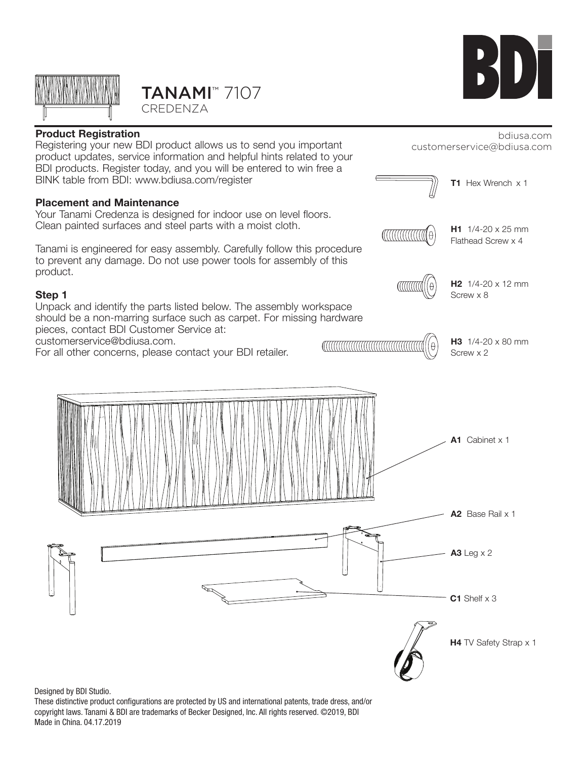# TANAMI™ 7107
CREDENZA

BDI

bdiusa.com
customerservice@bdiusa.com

## Product Registration

Registering your new BDI product allows us to send you important product updates, service information and helpful hints related to your BDI products. Register today, and you will be entered to win free a BINK table from BDI: www.bdiusa.com/register

## Placement and Maintenance

Your Tanami Credenza is designed for indoor use on level floors. Clean painted surfaces and steel parts with a moist cloth.

Tanami is engineered for easy assembly. Carefully follow this procedure to prevent any damage. Do not use power tools for assembly of this product.

## Step 1

Unpack and identify the parts listed below. The assembly workspace should be a non-marring surface such as carpet. For missing hardware pieces, contact BDI Customer Service at:
customerservice@bdiusa.com.
For all other concerns, please contact your BDI retailer.

- **T1** Hex Wrench x 1
- **H1** 1/4-20 x 25 mm Flathead Screw x 4
- **H2** 1/4-20 x 12 mm Screw x 8
- **H3** 1/4-20 x 80 mm Screw x 2
- **A1** Cabinet x 1
- **A2** Base Rail x 1
- **A3** Leg x 2
- **C1** Shelf x 3
- **H4** TV Safety Strap x 1

Designed by BDI Studio.
These distinctive product configurations are protected by US and international patents, trade dress, and/or copyright laws. Tanami & BDI are trademarks of Becker Designed, Inc. All rights reserved. ©2019, BDI
Made in China. 04.17.2019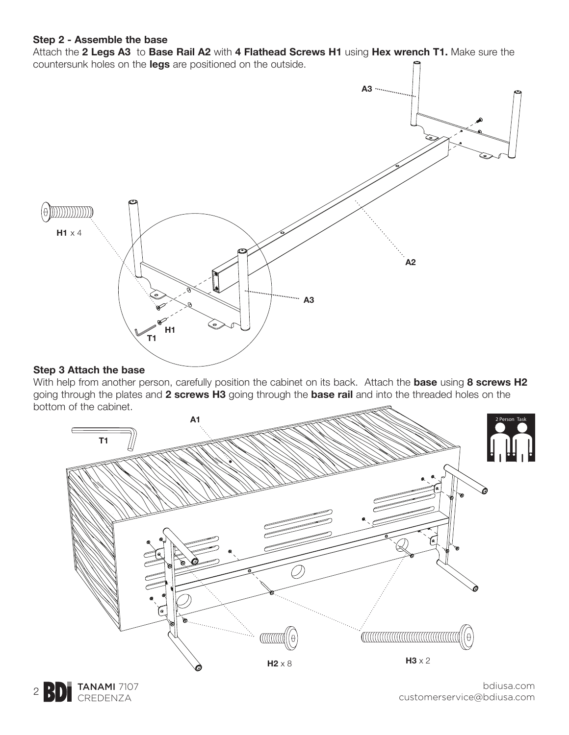## Step 2 - Assemble the base

Attach the **2 Legs A3** to **Base Rail A2** with **4 Flathead Screws H1** using **Hex wrench T1.** Make sure the countersunk holes on the **legs** are positioned on the outside.

A3

H1 x 4

A2

A3

H1

T1

## Step 3 Attach the base

With help from another person, carefully position the cabinet on its back. Attach the **base** using **8 screws H2** going through the plates and **2 screws H3** going through the **base rail** and into the threaded holes on the bottom of the cabinet.

A1

T1

2 Person Task

H2 x 8

H3 x 2

TANAMI 7107 CREDENZA

bdiusa.com
customerservice@bdiusa.com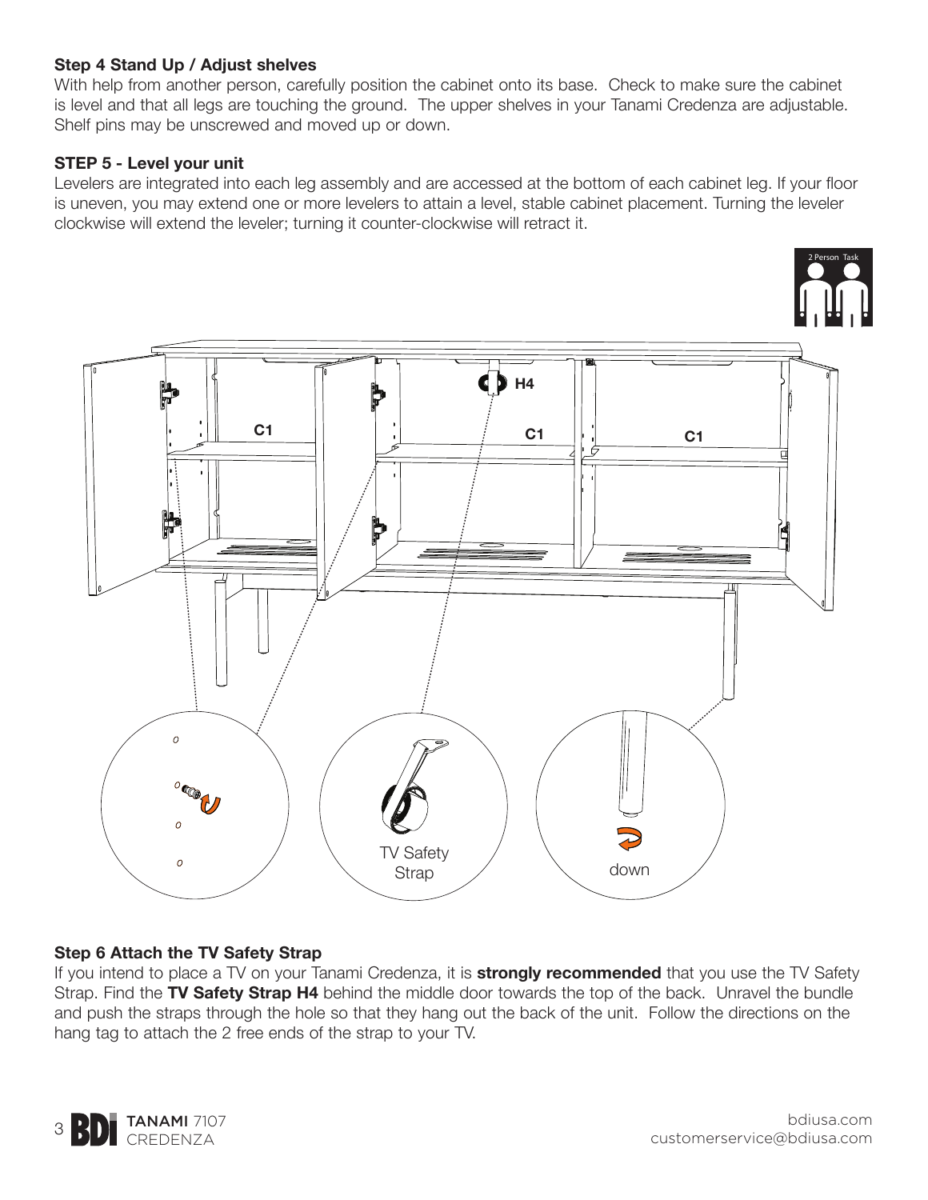**Step 4 Stand Up / Adjust shelves**

With help from another person, carefully position the cabinet onto its base. Check to make sure the cabinet is level and that all legs are touching the ground. The upper shelves in your Tanami Credenza are adjustable. Shelf pins may be unscrewed and moved up or down.

**STEP 5 - Level your unit**

Levelers are integrated into each leg assembly and are accessed at the bottom of each cabinet leg. If your floor is uneven, you may extend one or more levelers to attain a level, stable cabinet placement. Turning the leveler clockwise will extend the leveler; turning it counter-clockwise will retract it.

**Step 6 Attach the TV Safety Strap**

If you intend to place a TV on your Tanami Credenza, it is **strongly recommended** that you use the TV Safety Strap. Find the **TV Safety Strap H4** behind the middle door towards the top of the back. Unravel the bundle and push the straps through the hole so that they hang out the back of the unit. Follow the directions on the hang tag to attach the 2 free ends of the strap to your TV.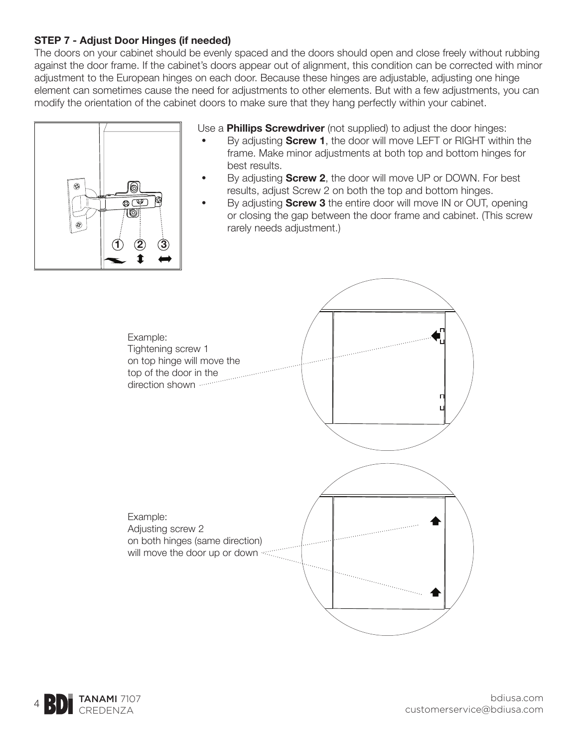**STEP 7 - Adjust Door Hinges (if needed)**

The doors on your cabinet should be evenly spaced and the doors should open and close freely without rubbing against the door frame. If the cabinet's doors appear out of alignment, this condition can be corrected with minor adjustment to the European hinges on each door. Because these hinges are adjustable, adjusting one hinge element can sometimes cause the need for adjustments to other elements. But with a few adjustments, you can modify the orientation of the cabinet doors to make sure that they hang perfectly within your cabinet.

1 2 3

Use a **Phillips Screwdriver** (not supplied) to adjust the door hinges:

- By adjusting **Screw 1**, the door will move LEFT or RIGHT within the frame. Make minor adjustments at both top and bottom hinges for best results.
- By adjusting **Screw 2**, the door will move UP or DOWN. For best results, adjust Screw 2 on both the top and bottom hinges.
- By adjusting **Screw 3** the entire door will move IN or OUT, opening or closing the gap between the door frame and cabinet. (This screw rarely needs adjustment.)

Example:
Tightening screw 1 on top hinge will move the top of the door in the direction shown

Example:
Adjusting screw 2 on both hinges (same direction) will move the door up or down